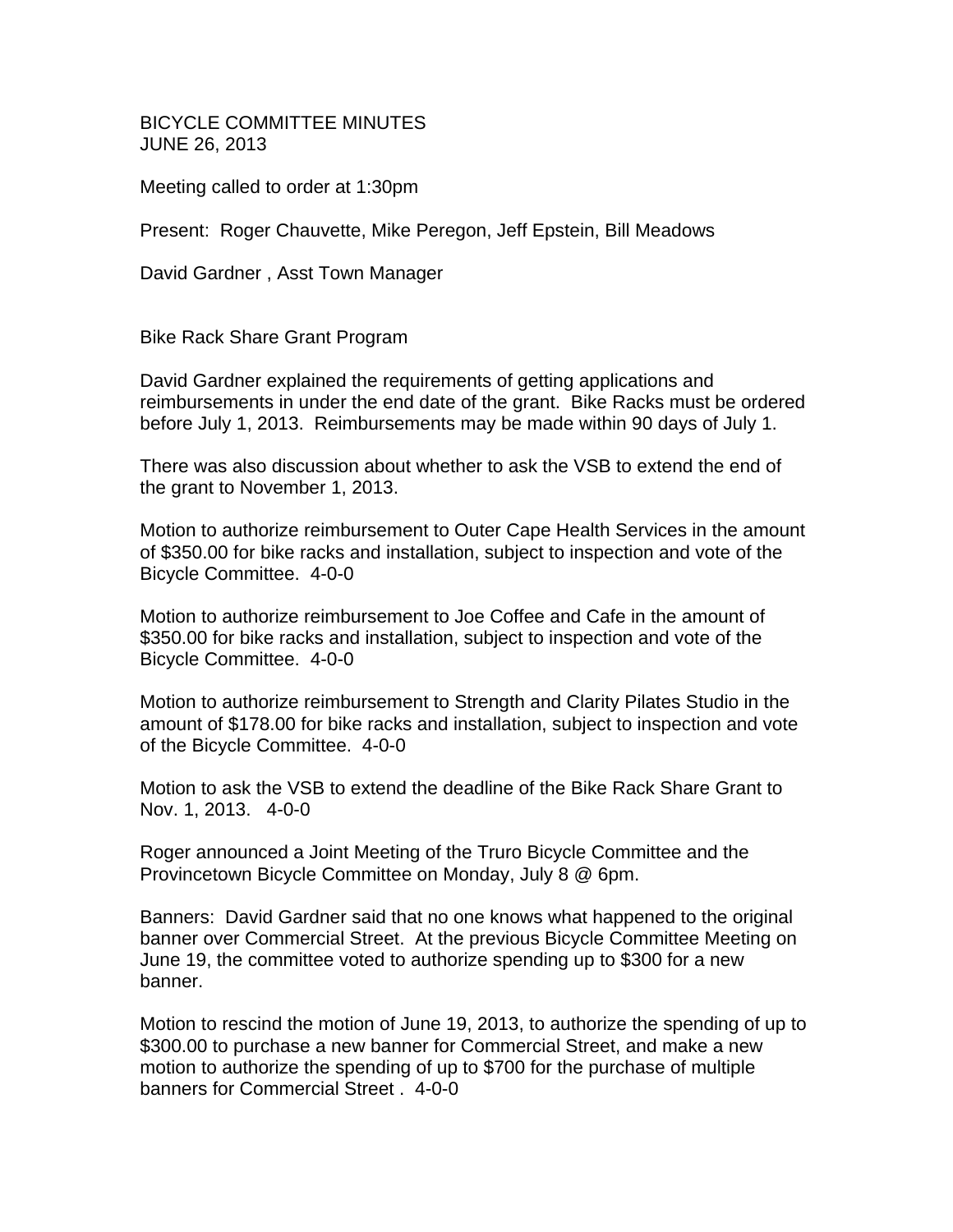BICYCLE COMMITTEE MINUTES
JUNE 26, 2013

Meeting called to order at 1:30pm

Present: Roger Chauvette, Mike Peregon, Jeff Epstein, Bill Meadows

David Gardner , Asst Town Manager

Bike Rack Share Grant Program

David Gardner explained the requirements of getting applications and reimbursements in under the end date of the grant. Bike Racks must be ordered before July 1, 2013. Reimbursements may be made within 90 days of July 1.

There was also discussion about whether to ask the VSB to extend the end of the grant to November 1, 2013.

Motion to authorize reimbursement to Outer Cape Health Services in the amount of $350.00 for bike racks and installation, subject to inspection and vote of the Bicycle Committee. 4-0-0

Motion to authorize reimbursement to Joe Coffee and Cafe in the amount of $350.00 for bike racks and installation, subject to inspection and vote of the Bicycle Committee. 4-0-0

Motion to authorize reimbursement to Strength and Clarity Pilates Studio in the amount of $178.00 for bike racks and installation, subject to inspection and vote of the Bicycle Committee. 4-0-0

Motion to ask the VSB to extend the deadline of the Bike Rack Share Grant to Nov. 1, 2013. 4-0-0

Roger announced a Joint Meeting of the Truro Bicycle Committee and the Provincetown Bicycle Committee on Monday, July 8 @ 6pm.

Banners: David Gardner said that no one knows what happened to the original banner over Commercial Street. At the previous Bicycle Committee Meeting on June 19, the committee voted to authorize spending up to $300 for a new banner.

Motion to rescind the motion of June 19, 2013, to authorize the spending of up to $300.00 to purchase a new banner for Commercial Street, and make a new motion to authorize the spending of up to $700 for the purchase of multiple banners for Commercial Street . 4-0-0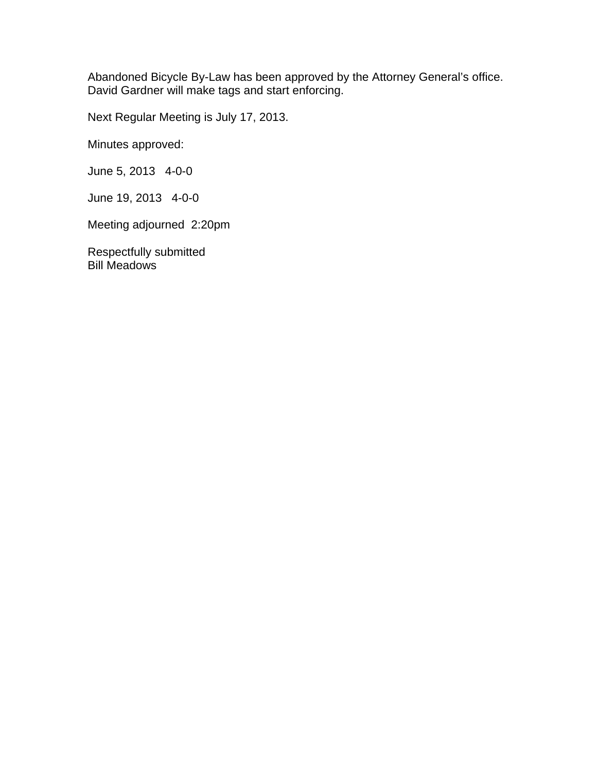Abandoned Bicycle By-Law has been approved by the Attorney General's office. David Gardner will make tags and start enforcing.

Next Regular Meeting is July 17, 2013.

Minutes approved:

June 5, 2013   4-0-0

June 19, 2013   4-0-0

Meeting adjourned  2:20pm

Respectfully submitted  
Bill Meadows